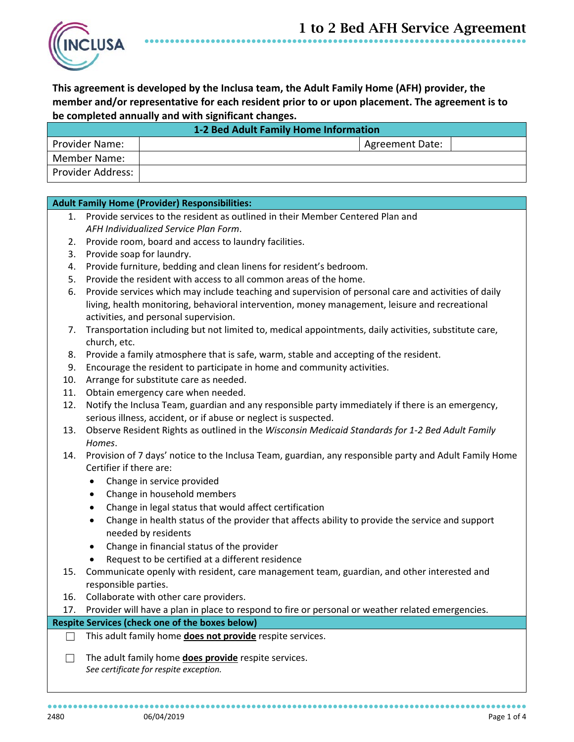# 1 to 2 Bed AFH Service Agreement

**This agreement is developed by the Inclusa team, the Adult Family Home (AFH) provider, the member and/or representative for each resident prior to or upon placement. The agreement is to be completed annually and with significant changes.**

| **1-2 Bed Adult Family Home Information** | | | |
|---|---|---|---|
| Provider Name: | | Agreement Date: | |
| Member Name: | | | |
| Provider Address: | | | |

**Adult Family Home (Provider) Responsibilities:**

1. Provide services to the resident as outlined in their Member Centered Plan and *AFH Individualized Service Plan Form*.
2. Provide room, board and access to laundry facilities.
3. Provide soap for laundry.
4. Provide furniture, bedding and clean linens for resident's bedroom.
5. Provide the resident with access to all common areas of the home.
6. Provide services which may include teaching and supervision of personal care and activities of daily living, health monitoring, behavioral intervention, money management, leisure and recreational activities, and personal supervision.
7. Transportation including but not limited to, medical appointments, daily activities, substitute care, church, etc.
8. Provide a family atmosphere that is safe, warm, stable and accepting of the resident.
9. Encourage the resident to participate in home and community activities.
10. Arrange for substitute care as needed.
11. Obtain emergency care when needed.
12. Notify the Inclusa Team, guardian and any responsible party immediately if there is an emergency, serious illness, accident, or if abuse or neglect is suspected.
13. Observe Resident Rights as outlined in the *Wisconsin Medicaid Standards for 1-2 Bed Adult Family Homes*.
14. Provision of 7 days' notice to the Inclusa Team, guardian, any responsible party and Adult Family Home Certifier if there are:
    - Change in service provided
    - Change in household members
    - Change in legal status that would affect certification
    - Change in health status of the provider that affects ability to provide the service and support needed by residents
    - Change in financial status of the provider
    - Request to be certified at a different residence
15. Communicate openly with resident, care management team, guardian, and other interested and responsible parties.
16. Collaborate with other care providers.
17. Provider will have a plan in place to respond to fire or personal or weather related emergencies.

**Respite Services (check one of the boxes below)**

☐ This adult family home **does not provide** respite services.

☐ The adult family home **does provide** respite services.
*See certificate for respite exception.*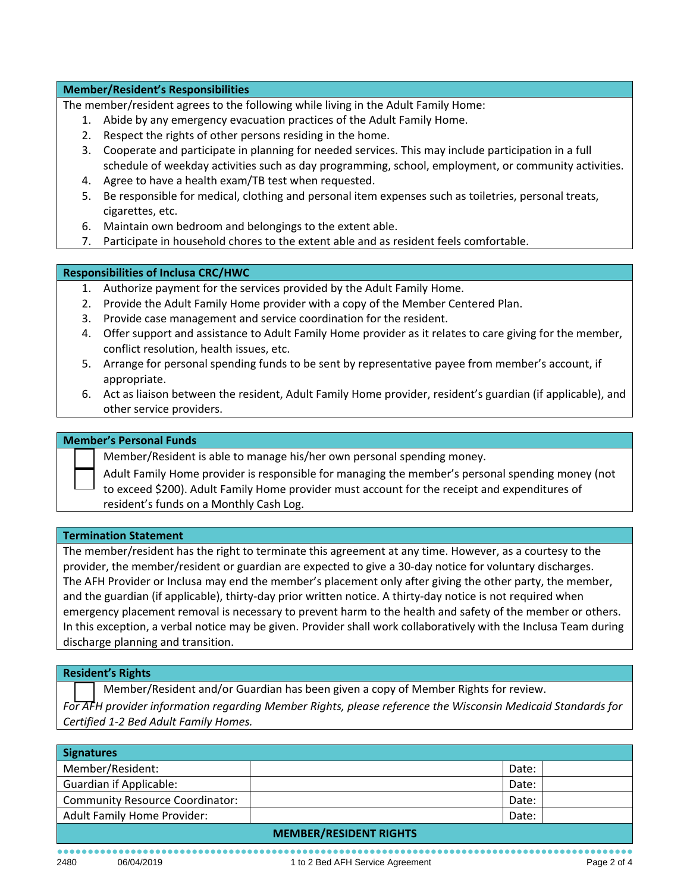## Member/Resident's Responsibilities

The member/resident agrees to the following while living in the Adult Family Home:

1. Abide by any emergency evacuation practices of the Adult Family Home.
2. Respect the rights of other persons residing in the home.
3. Cooperate and participate in planning for needed services. This may include participation in a full schedule of weekday activities such as day programming, school, employment, or community activities.
4. Agree to have a health exam/TB test when requested.
5. Be responsible for medical, clothing and personal item expenses such as toiletries, personal treats, cigarettes, etc.
6. Maintain own bedroom and belongings to the extent able.
7. Participate in household chores to the extent able and as resident feels comfortable.

## Responsibilities of Inclusa CRC/HWC

1. Authorize payment for the services provided by the Adult Family Home.
2. Provide the Adult Family Home provider with a copy of the Member Centered Plan.
3. Provide case management and service coordination for the resident.
4. Offer support and assistance to Adult Family Home provider as it relates to care giving for the member, conflict resolution, health issues, etc.
5. Arrange for personal spending funds to be sent by representative payee from member's account, if appropriate.
6. Act as liaison between the resident, Adult Family Home provider, resident's guardian (if applicable), and other service providers.

## Member's Personal Funds

- ☐ Member/Resident is able to manage his/her own personal spending money.
- ☐ Adult Family Home provider is responsible for managing the member's personal spending money (not to exceed $200). Adult Family Home provider must account for the receipt and expenditures of resident's funds on a Monthly Cash Log.

## Termination Statement

The member/resident has the right to terminate this agreement at any time. However, as a courtesy to the provider, the member/resident or guardian are expected to give a 30-day notice for voluntary discharges. The AFH Provider or Inclusa may end the member's placement only after giving the other party, the member, and the guardian (if applicable), thirty-day prior written notice. A thirty-day notice is not required when emergency placement removal is necessary to prevent harm to the health and safety of the member or others. In this exception, a verbal notice may be given. Provider shall work collaboratively with the Inclusa Team during discharge planning and transition.

## Resident's Rights

- ☐ Member/Resident and/or Guardian has been given a copy of Member Rights for review.

*For AFH provider information regarding Member Rights, please reference the Wisconsin Medicaid Standards for Certified 1-2 Bed Adult Family Homes.*

## Signatures

| | | | |
|---|---|---|---|
| Member/Resident: | | Date: | |
| Guardian if Applicable: | | Date: | |
| Community Resource Coordinator: | | Date: | |
| Adult Family Home Provider: | | Date: | |

## MEMBER/RESIDENT RIGHTS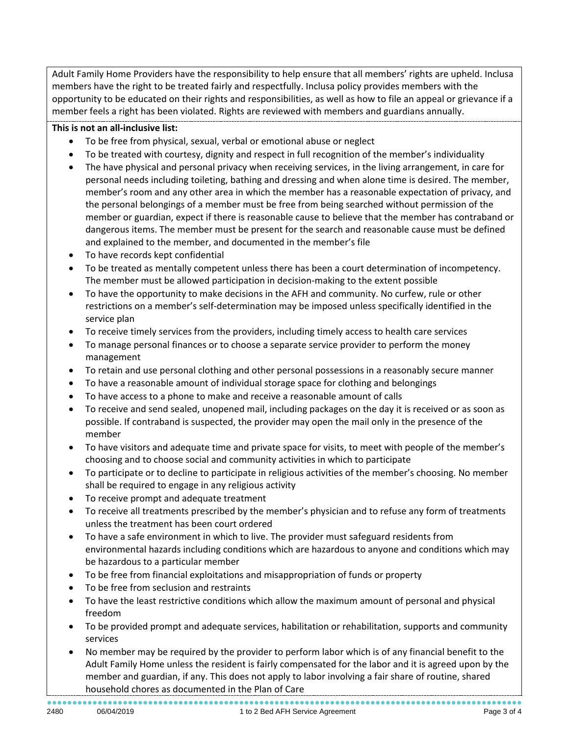Adult Family Home Providers have the responsibility to help ensure that all members' rights are upheld. Inclusa members have the right to be treated fairly and respectfully. Inclusa policy provides members with the opportunity to be educated on their rights and responsibilities, as well as how to file an appeal or grievance if a member feels a right has been violated. Rights are reviewed with members and guardians annually.

**This is not an all-inclusive list:**

- To be free from physical, sexual, verbal or emotional abuse or neglect
- To be treated with courtesy, dignity and respect in full recognition of the member's individuality
- The have physical and personal privacy when receiving services, in the living arrangement, in care for personal needs including toileting, bathing and dressing and when alone time is desired. The member, member's room and any other area in which the member has a reasonable expectation of privacy, and the personal belongings of a member must be free from being searched without permission of the member or guardian, expect if there is reasonable cause to believe that the member has contraband or dangerous items. The member must be present for the search and reasonable cause must be defined and explained to the member, and documented in the member's file
- To have records kept confidential
- To be treated as mentally competent unless there has been a court determination of incompetency. The member must be allowed participation in decision-making to the extent possible
- To have the opportunity to make decisions in the AFH and community. No curfew, rule or other restrictions on a member's self-determination may be imposed unless specifically identified in the service plan
- To receive timely services from the providers, including timely access to health care services
- To manage personal finances or to choose a separate service provider to perform the money management
- To retain and use personal clothing and other personal possessions in a reasonably secure manner
- To have a reasonable amount of individual storage space for clothing and belongings
- To have access to a phone to make and receive a reasonable amount of calls
- To receive and send sealed, unopened mail, including packages on the day it is received or as soon as possible. If contraband is suspected, the provider may open the mail only in the presence of the member
- To have visitors and adequate time and private space for visits, to meet with people of the member's choosing and to choose social and community activities in which to participate
- To participate or to decline to participate in religious activities of the member's choosing. No member shall be required to engage in any religious activity
- To receive prompt and adequate treatment
- To receive all treatments prescribed by the member's physician and to refuse any form of treatments unless the treatment has been court ordered
- To have a safe environment in which to live. The provider must safeguard residents from environmental hazards including conditions which are hazardous to anyone and conditions which may be hazardous to a particular member
- To be free from financial exploitations and misappropriation of funds or property
- To be free from seclusion and restraints
- To have the least restrictive conditions which allow the maximum amount of personal and physical freedom
- To be provided prompt and adequate services, habilitation or rehabilitation, supports and community services
- No member may be required by the provider to perform labor which is of any financial benefit to the Adult Family Home unless the resident is fairly compensated for the labor and it is agreed upon by the member and guardian, if any. This does not apply to labor involving a fair share of routine, shared household chores as documented in the Plan of Care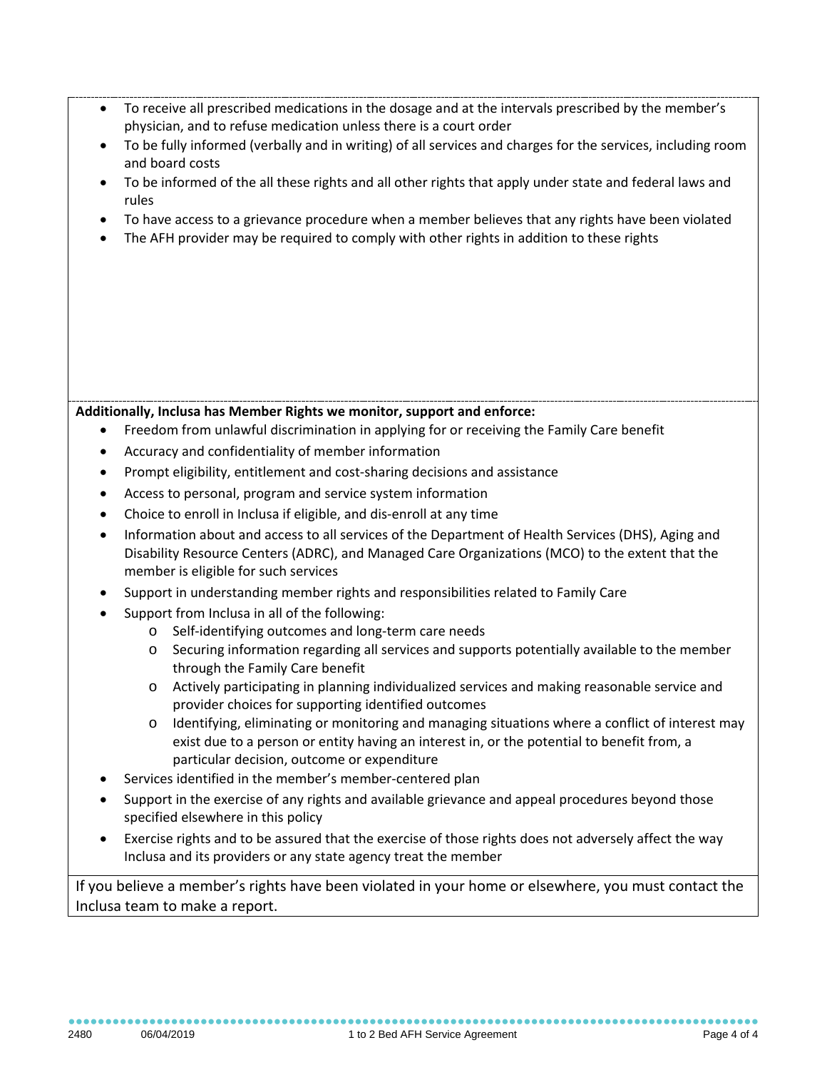- To receive all prescribed medications in the dosage and at the intervals prescribed by the member's physician, and to refuse medication unless there is a court order
- To be fully informed (verbally and in writing) of all services and charges for the services, including room and board costs
- To be informed of the all these rights and all other rights that apply under state and federal laws and rules
- To have access to a grievance procedure when a member believes that any rights have been violated
- The AFH provider may be required to comply with other rights in addition to these rights

**Additionally, Inclusa has Member Rights we monitor, support and enforce:**

- Freedom from unlawful discrimination in applying for or receiving the Family Care benefit
- Accuracy and confidentiality of member information
- Prompt eligibility, entitlement and cost-sharing decisions and assistance
- Access to personal, program and service system information
- Choice to enroll in Inclusa if eligible, and dis-enroll at any time
- Information about and access to all services of the Department of Health Services (DHS), Aging and Disability Resource Centers (ADRC), and Managed Care Organizations (MCO) to the extent that the member is eligible for such services
- Support in understanding member rights and responsibilities related to Family Care
- Support from Inclusa in all of the following:
  - Self-identifying outcomes and long-term care needs
  - Securing information regarding all services and supports potentially available to the member through the Family Care benefit
  - Actively participating in planning individualized services and making reasonable service and provider choices for supporting identified outcomes
  - Identifying, eliminating or monitoring and managing situations where a conflict of interest may exist due to a person or entity having an interest in, or the potential to benefit from, a particular decision, outcome or expenditure
- Services identified in the member's member-centered plan
- Support in the exercise of any rights and available grievance and appeal procedures beyond those specified elsewhere in this policy
- Exercise rights and to be assured that the exercise of those rights does not adversely affect the way Inclusa and its providers or any state agency treat the member

If you believe a member's rights have been violated in your home or elsewhere, you must contact the Inclusa team to make a report.